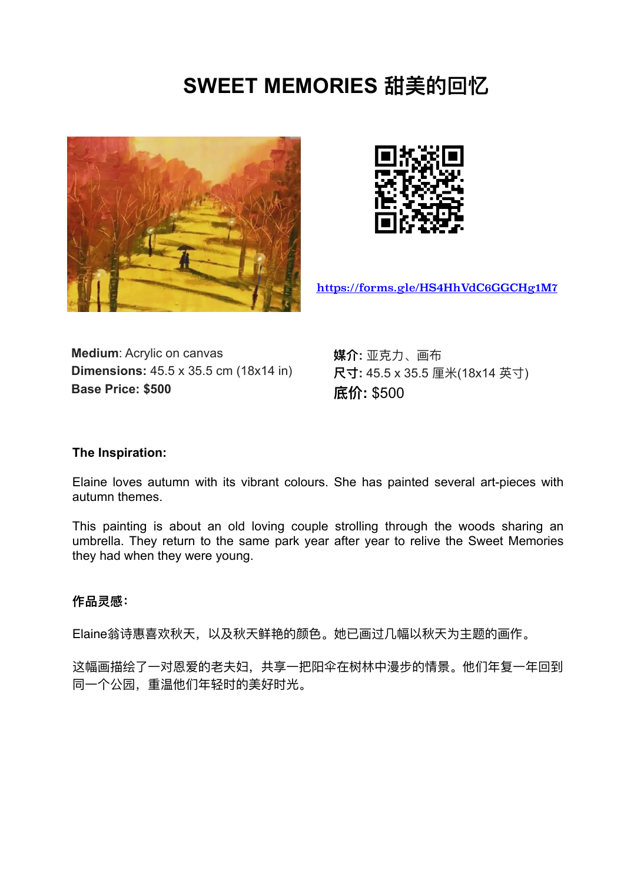# SWEET MEMORIES 甜美的回忆

https://forms.gle/HS4HhVdC6GGCHg1M7

**Medium**: Acrylic on canvas
**Dimensions:** 45.5 x 35.5 cm (18x14 in)
**Base Price: $500**

**媒介:** 亚克力、画布
**尺寸:** 45.5 x 35.5 厘米(18x14 英寸)
**底价:** $500

**The Inspiration:**

Elaine loves autumn with its vibrant colours. She has painted several art-pieces with autumn themes.

This painting is about an old loving couple strolling through the woods sharing an umbrella. They return to the same park year after year to relive the Sweet Memories they had when they were young.

**作品灵感:**

Elaine翁诗惠喜欢秋天，以及秋天鲜艳的颜色。她已画过几幅以秋天为主题的画作。

这幅画描绘了一对恩爱的老夫妇，共享一把阳伞在树林中漫步的情景。他们年复一年回到同一个公园，重温他们年轻时的美好时光。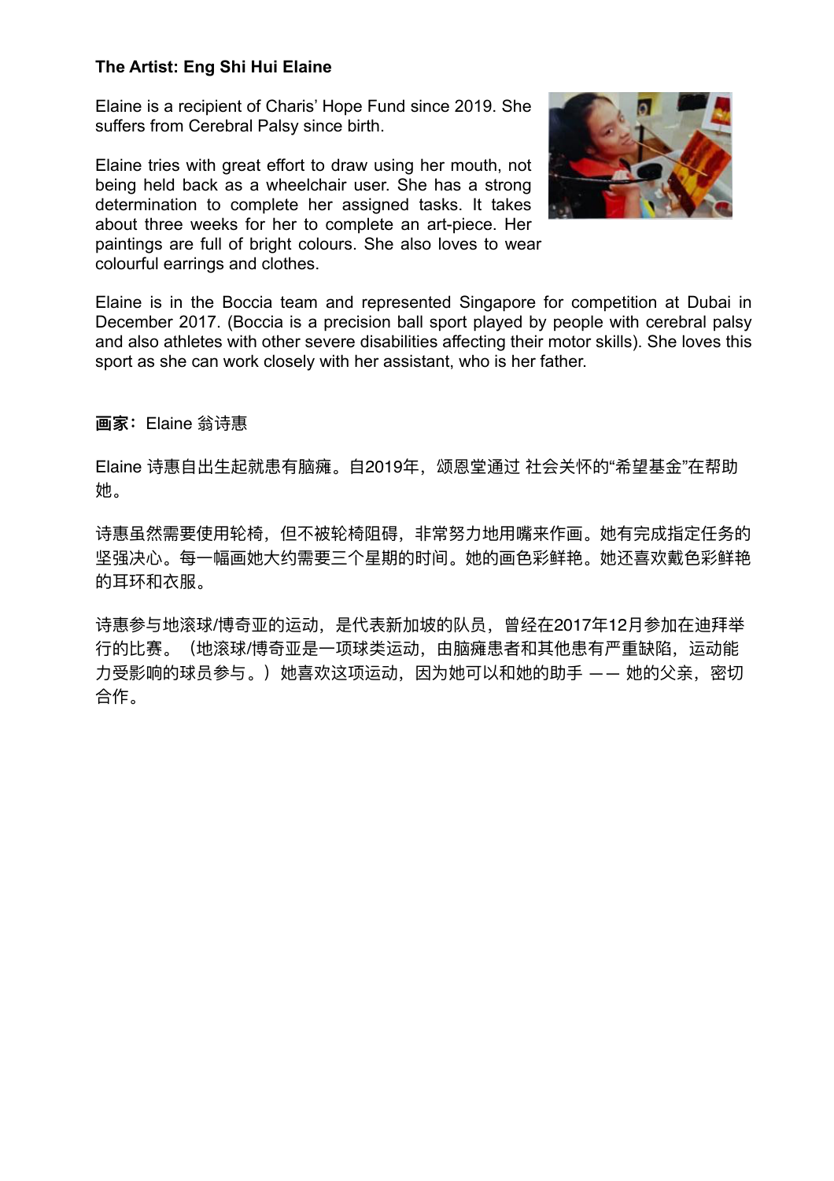**The Artist: Eng Shi Hui Elaine**

Elaine is a recipient of Charis' Hope Fund since 2019. She suffers from Cerebral Palsy since birth.

Elaine tries with great effort to draw using her mouth, not being held back as a wheelchair user. She has a strong determination to complete her assigned tasks. It takes about three weeks for her to complete an art-piece. Her paintings are full of bright colours. She also loves to wear colourful earrings and clothes.

Elaine is in the Boccia team and represented Singapore for competition at Dubai in December 2017. (Boccia is a precision ball sport played by people with cerebral palsy and also athletes with other severe disabilities affecting their motor skills). She loves this sport as she can work closely with her assistant, who is her father.

**画家：**Elaine 翁诗惠

Elaine 诗惠自出生起就患有脑瘫。自2019年，颂恩堂通过 社会关怀的"希望基金"在帮助她。

诗惠虽然需要使用轮椅，但不被轮椅阻碍，非常努力地用嘴来作画。她有完成指定任务的坚强决心。每一幅画她大约需要三个星期的时间。她的画色彩鲜艳。她还喜欢戴色彩鲜艳的耳环和衣服。

诗惠参与地滚球/博奇亚的运动，是代表新加坡的队员，曾经在2017年12月参加在迪拜举行的比赛。（地滚球/博奇亚是一项球类运动，由脑瘫患者和其他患有严重缺陷，运动能力受影响的球员参与。）她喜欢这项运动，因为她可以和她的助手 —— 她的父亲，密切合作。